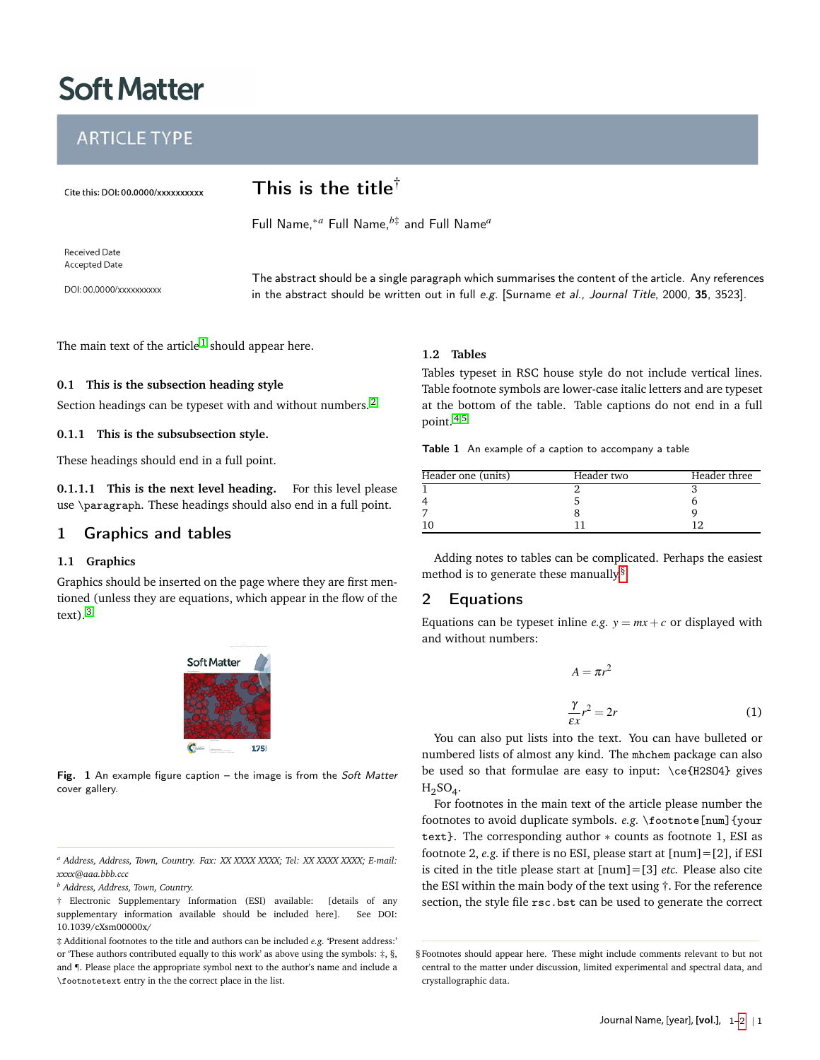Soft Matter

ARTICLE TYPE

Cite this: DOI: 00.0000/xxxxxxxxxx

# This is the title[†]

Full Name,[*a] Full Name,[b‡] and Full Name[a]

Received Date
Accepted Date

DOI: 00.0000/xxxxxxxxxx

The abstract should be a single paragraph which summarises the content of the article. Any references in the abstract should be written out in full *e.g.* [Surname *et al.*, *Journal Title*, 2000, **35**, 3523].

The main text of the article[1] should appear here.

### 0.1 This is the subsection heading style

Section headings can be typeset with and without numbers.[2]

#### 0.1.1 This is the subsubsection style.

These headings should end in a full point.

**0.1.1.1 This is the next level heading.** For this level please use \paragraph. These headings should also end in a full point.

## 1 Graphics and tables

### 1.1 Graphics

Graphics should be inserted on the page where they are first mentioned (unless they are equations, which appear in the flow of the text).[3]

**Fig. 1** An example figure caption – the image is from the *Soft Matter* cover gallery.

### 1.2 Tables

Tables typeset in RSC house style do not include vertical lines. Table footnote symbols are lower-case italic letters and are typeset at the bottom of the table. Table captions do not end in a full point.[4,5]

**Table 1** An example of a caption to accompany a table

| Header one (units) | Header two | Header three |
|---|---|---|
| 1 | 2 | 3 |
| 4 | 5 | 6 |
| 7 | 8 | 9 |
| 10 | 11 | 12 |

Adding notes to tables can be complicated. Perhaps the easiest method is to generate these manually.[§]

## 2 Equations

Equations can be typeset inline *e.g.* $y = mx + c$ or displayed with and without numbers:

$$A = \pi r^2$$

$$\frac{\gamma}{\varepsilon x} r^2 = 2r \tag{1}$$

You can also put lists into the text. You can have bulleted or numbered lists of almost any kind. The mhchem package can also be used so that formulae are easy to input: \ce{H2SO4} gives $H_2SO_4$.

For footnotes in the main text of the article please number the footnotes to avoid duplicate symbols. *e.g.* \footnote[num]{your text}. The corresponding author ∗ counts as footnote 1, ESI as footnote 2, *e.g.* if there is no ESI, please start at [num]=[2], if ESI is cited in the title please start at [num]=[3] *etc.* Please also cite the ESI within the main body of the text using †. For the reference section, the style file rsc.bst can be used to generate the correct

---

[a] *Address, Address, Town, Country. Fax: XX XXXX XXXX; Tel: XX XXXX XXXX; E-mail: xxxx@aaa.bbb.ccc*

[b] *Address, Address, Town, Country.*

† Electronic Supplementary Information (ESI) available: [details of any supplementary information available should be included here]. See DOI: 10.1039/cXsm00000x/

‡ Additional footnotes to the title and authors can be included *e.g.* 'Present address:' or 'These authors contributed equally to this work' as above using the symbols: ‡, §, and ¶. Please place the appropriate symbol next to the author's name and include a \footnotetext entry in the the correct place in the list.

§ Footnotes should appear here. These might include comments relevant to but not central to the matter under discussion, limited experimental and spectral data, and crystallographic data.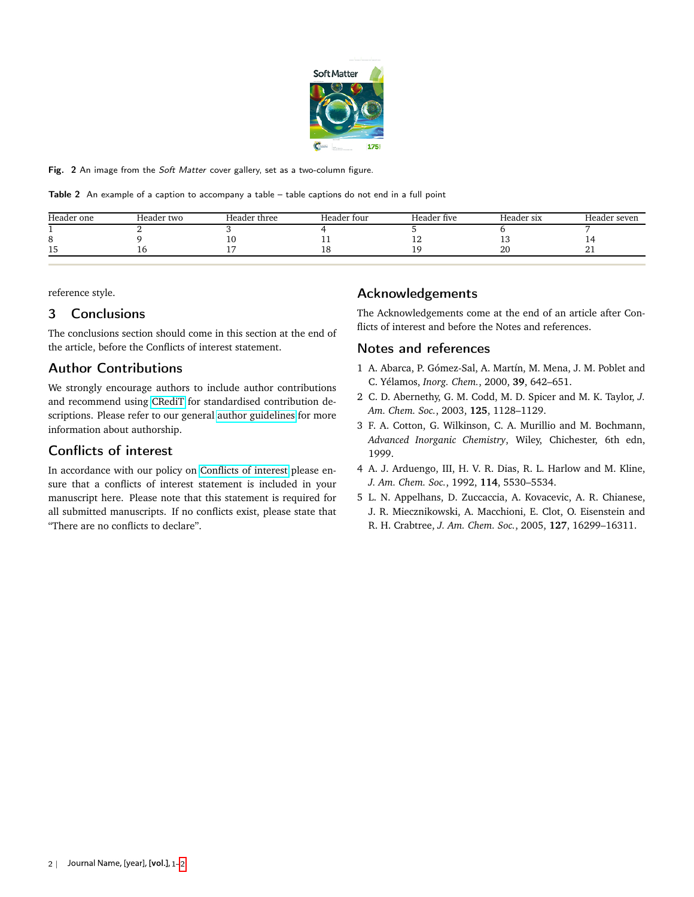**Fig. 2** An image from the *Soft Matter* cover gallery, set as a two-column figure.

**Table 2** An example of a caption to accompany a table – table captions do not end in a full point

| Header one | Header two | Header three | Header four | Header five | Header six | Header seven |
|---|---|---|---|---|---|---|
| 1 | 2 | 3 | 4 | 5 | 6 | 7 |
| 8 | 9 | 10 | 11 | 12 | 13 | 14 |
| 15 | 16 | 17 | 18 | 19 | 20 | 21 |

reference style.

## 3 Conclusions

The conclusions section should come in this section at the end of the article, before the Conflicts of interest statement.

## Author Contributions

We strongly encourage authors to include author contributions and recommend using CRediT for standardised contribution descriptions. Please refer to our general author guidelines for more information about authorship.

## Conflicts of interest

In accordance with our policy on Conflicts of interest please ensure that a conflicts of interest statement is included in your manuscript here. Please note that this statement is required for all submitted manuscripts. If no conflicts exist, please state that "There are no conflicts to declare".

## Acknowledgements

The Acknowledgements come at the end of an article after Conflicts of interest and before the Notes and references.

## Notes and references

1 A. Abarca, P. Gómez-Sal, A. Martín, M. Mena, J. M. Poblet and C. Yélamos, *Inorg. Chem.*, 2000, **39**, 642–651.

2 C. D. Abernethy, G. M. Codd, M. D. Spicer and M. K. Taylor, *J. Am. Chem. Soc.*, 2003, **125**, 1128–1129.

3 F. A. Cotton, G. Wilkinson, C. A. Murillio and M. Bochmann, *Advanced Inorganic Chemistry*, Wiley, Chichester, 6th edn, 1999.

4 A. J. Arduengo, III, H. V. R. Dias, R. L. Harlow and M. Kline, *J. Am. Chem. Soc.*, 1992, **114**, 5530–5534.

5 L. N. Appelhans, D. Zuccaccia, A. Kovacevic, A. R. Chianese, J. R. Miecznikowski, A. Macchioni, E. Clot, O. Eisenstein and R. H. Crabtree, *J. Am. Chem. Soc.*, 2005, **127**, 16299–16311.